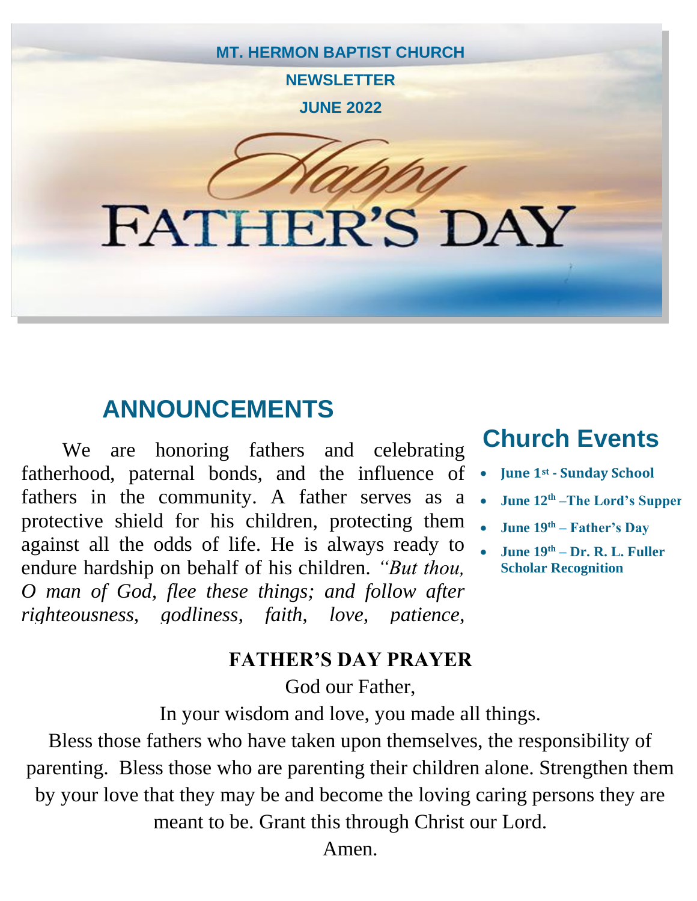MT. HERMON BAPTIST CHURCH

NEWSLETTER

JUNE 2022

Happy

FATHER'S DAY

## ANNOUNCEMENTS

We are honoring fathers and celebrating fatherhood, paternal bonds, and the influence of fathers in the community. A father serves as a protective shield for his children, protecting them against all the odds of life. He is always ready to endure hardship on behalf of his children. *"But thou, O man of God, flee these things; and follow after righteousness, godliness, faith, love, patience,*

## Church Events

- **June 1st - Sunday School**
- **June 12th –The Lord's Supper**
- **June 19th – Father's Day**
- **June 19th – Dr. R. L. Fuller Scholar Recognition**

**FATHER'S DAY PRAYER**

God our Father,

In your wisdom and love, you made all things.

Bless those fathers who have taken upon themselves, the responsibility of parenting. Bless those who are parenting their children alone. Strengthen them by your love that they may be and become the loving caring persons they are meant to be. Grant this through Christ our Lord.

Amen.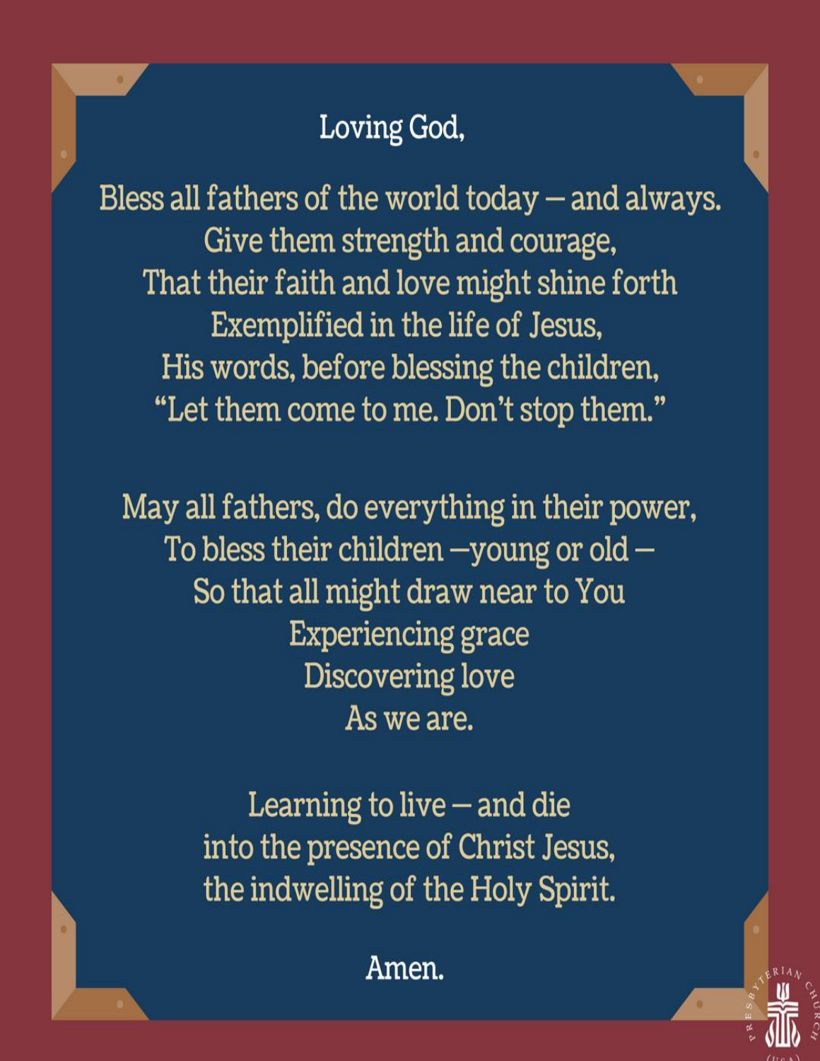Loving God,

Bless all fathers of the world today – and always.
Give them strength and courage,
That their faith and love might shine forth
Exemplified in the life of Jesus,
His words, before blessing the children,
"Let them come to me. Don't stop them."

May all fathers, do everything in their power,
To bless their children –young or old –
So that all might draw near to You
Experiencing grace
Discovering love
As we are.

Learning to live – and die
into the presence of Christ Jesus,
the indwelling of the Holy Spirit.

Amen.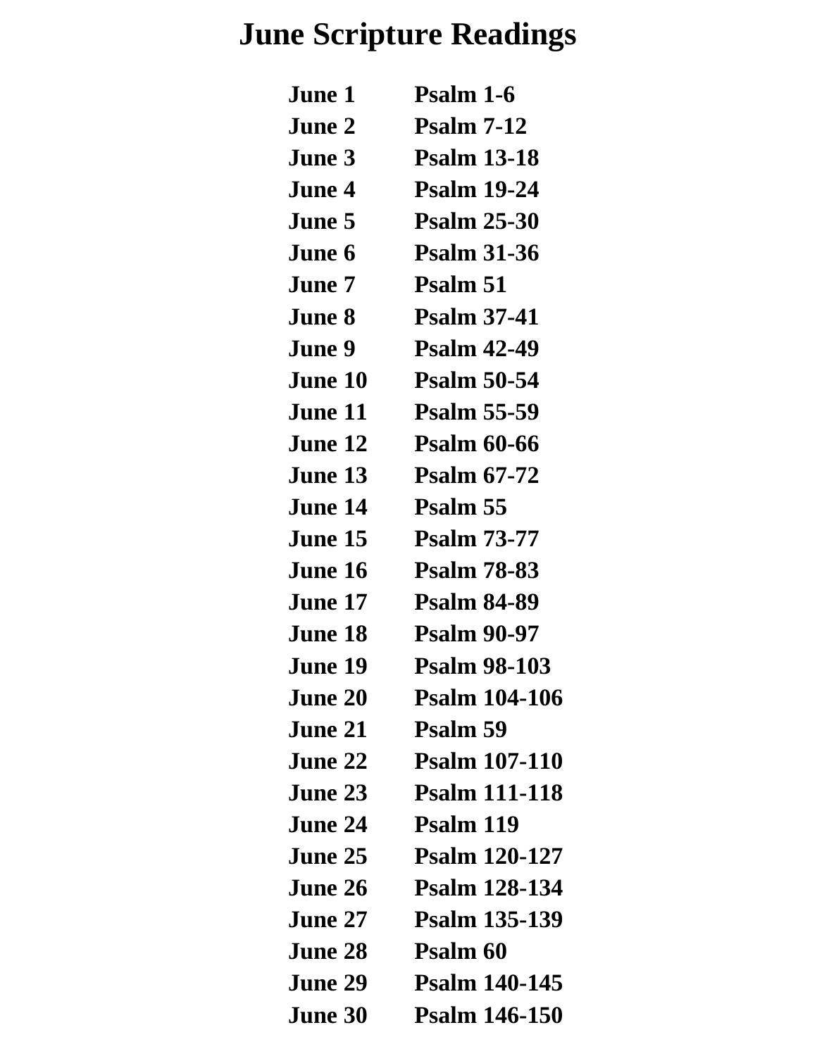# June Scripture Readings

| | |
|---|---|
| June 1 | Psalm 1-6 |
| June 2 | Psalm 7-12 |
| June 3 | Psalm 13-18 |
| June 4 | Psalm 19-24 |
| June 5 | Psalm 25-30 |
| June 6 | Psalm 31-36 |
| June 7 | Psalm 51 |
| June 8 | Psalm 37-41 |
| June 9 | Psalm 42-49 |
| June 10 | Psalm 50-54 |
| June 11 | Psalm 55-59 |
| June 12 | Psalm 60-66 |
| June 13 | Psalm 67-72 |
| June 14 | Psalm 55 |
| June 15 | Psalm 73-77 |
| June 16 | Psalm 78-83 |
| June 17 | Psalm 84-89 |
| June 18 | Psalm 90-97 |
| June 19 | Psalm 98-103 |
| June 20 | Psalm 104-106 |
| June 21 | Psalm 59 |
| June 22 | Psalm 107-110 |
| June 23 | Psalm 111-118 |
| June 24 | Psalm 119 |
| June 25 | Psalm 120-127 |
| June 26 | Psalm 128-134 |
| June 27 | Psalm 135-139 |
| June 28 | Psalm 60 |
| June 29 | Psalm 140-145 |
| June 30 | Psalm 146-150 |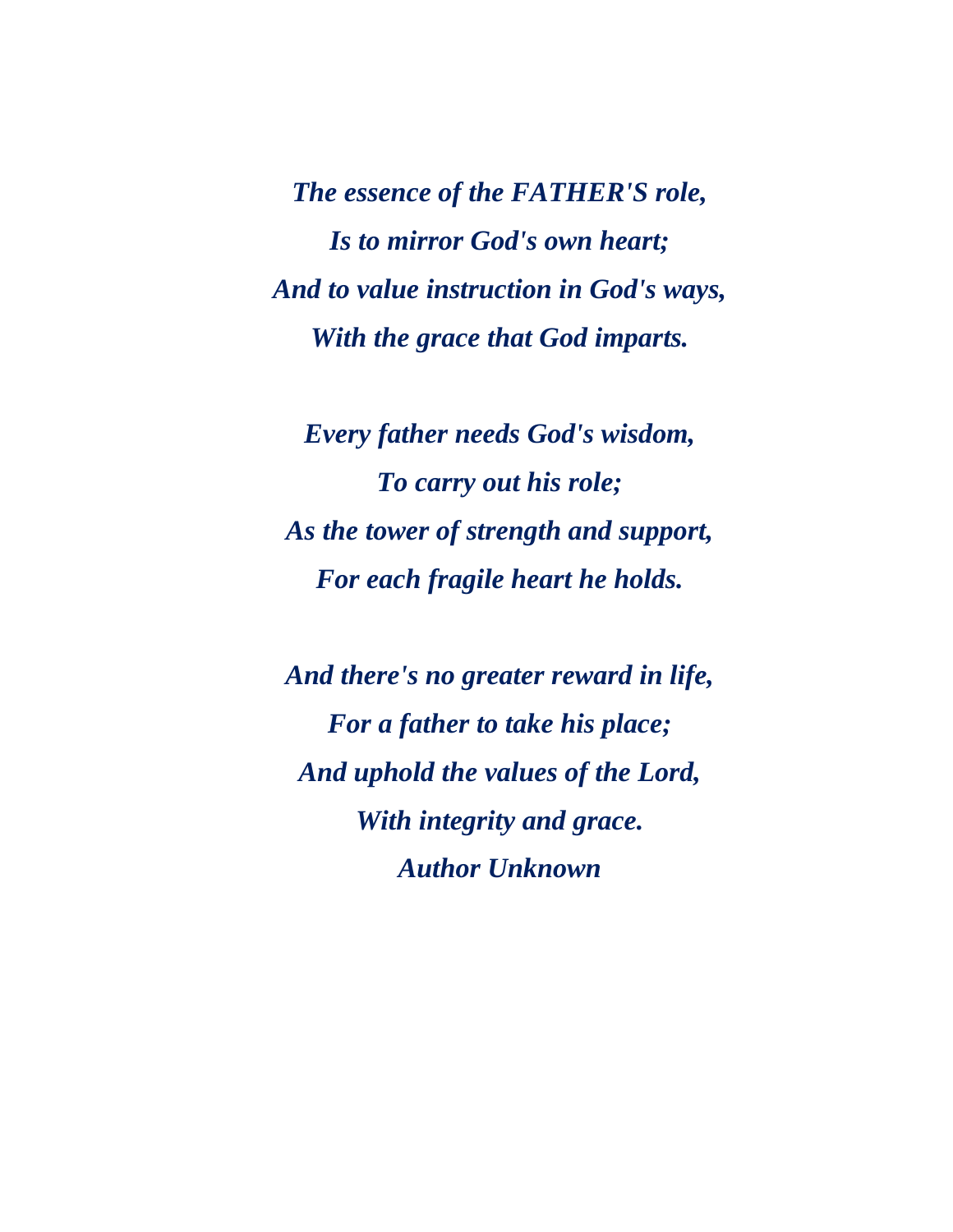***The essence of the FATHER'S role,***
***Is to mirror God's own heart;***
***And to value instruction in God's ways,***
***With the grace that God imparts.***

***Every father needs God's wisdom,***
***To carry out his role;***
***As the tower of strength and support,***
***For each fragile heart he holds.***

***And there's no greater reward in life,***
***For a father to take his place;***
***And uphold the values of the Lord,***
***With integrity and grace.***
***Author Unknown***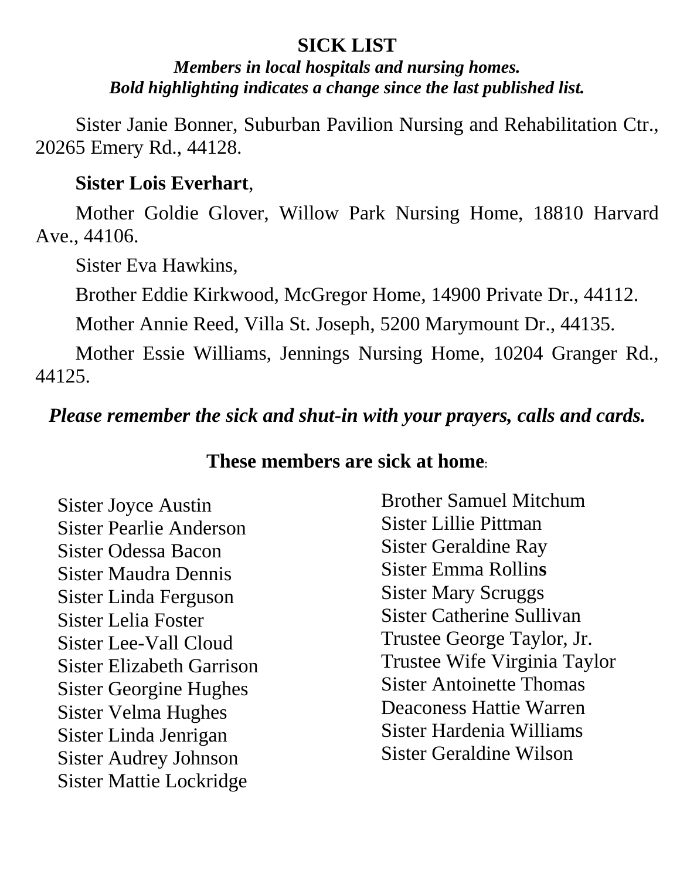## SICK LIST

***Members in local hospitals and nursing homes.***
***Bold highlighting indicates a change since the last published list.***

Sister Janie Bonner, Suburban Pavilion Nursing and Rehabilitation Ctr., 20265 Emery Rd., 44128.

**Sister Lois Everhart**,

Mother Goldie Glover, Willow Park Nursing Home, 18810 Harvard Ave., 44106.

Sister Eva Hawkins,

Brother Eddie Kirkwood, McGregor Home, 14900 Private Dr., 44112.

Mother Annie Reed, Villa St. Joseph, 5200 Marymount Dr., 44135.

Mother Essie Williams, Jennings Nursing Home, 10204 Granger Rd., 44125.

***Please remember the sick and shut-in with your prayers, calls and cards.***

**These members are sick at home**:

Sister Joyce Austin
Sister Pearlie Anderson
Sister Odessa Bacon
Sister Maudra Dennis
Sister Linda Ferguson
Sister Lelia Foster
Sister Lee-Vall Cloud
Sister Elizabeth Garrison
Sister Georgine Hughes
Sister Velma Hughes
Sister Linda Jenrigan
Sister Audrey Johnson
Sister Mattie Lockridge
Brother Samuel Mitchum
Sister Lillie Pittman
Sister Geraldine Ray
Sister Emma Rollin**s**
Sister Mary Scruggs
Sister Catherine Sullivan
Trustee George Taylor, Jr.
Trustee Wife Virginia Taylor
Sister Antoinette Thomas
Deaconess Hattie Warren
Sister Hardenia Williams
Sister Geraldine Wilson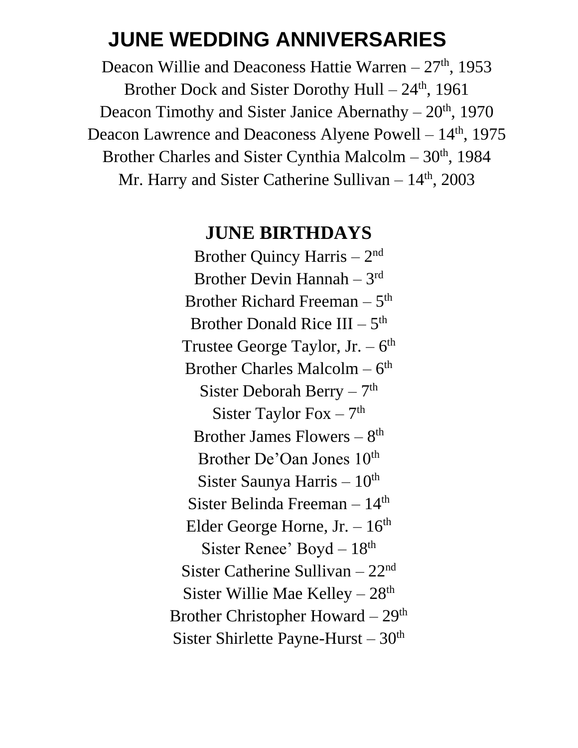# JUNE WEDDING ANNIVERSARIES

Deacon Willie and Deaconess Hattie Warren – 27th, 1953
Brother Dock and Sister Dorothy Hull – 24th, 1961
Deacon Timothy and Sister Janice Abernathy – 20th, 1970
Deacon Lawrence and Deaconess Alyene Powell – 14th, 1975
Brother Charles and Sister Cynthia Malcolm – 30th, 1984
Mr. Harry and Sister Catherine Sullivan – 14th, 2003

## JUNE BIRTHDAYS

Brother Quincy Harris – 2nd
Brother Devin Hannah – 3rd
Brother Richard Freeman – 5th
Brother Donald Rice III – 5th
Trustee George Taylor, Jr. – 6th
Brother Charles Malcolm – 6th
Sister Deborah Berry – 7th
Sister Taylor Fox – 7th
Brother James Flowers – 8th
Brother De'Oan Jones 10th
Sister Saunya Harris – 10th
Sister Belinda Freeman – 14th
Elder George Horne, Jr. – 16th
Sister Renee' Boyd – 18th
Sister Catherine Sullivan – 22nd
Sister Willie Mae Kelley – 28th
Brother Christopher Howard – 29th
Sister Shirlette Payne-Hurst – 30th